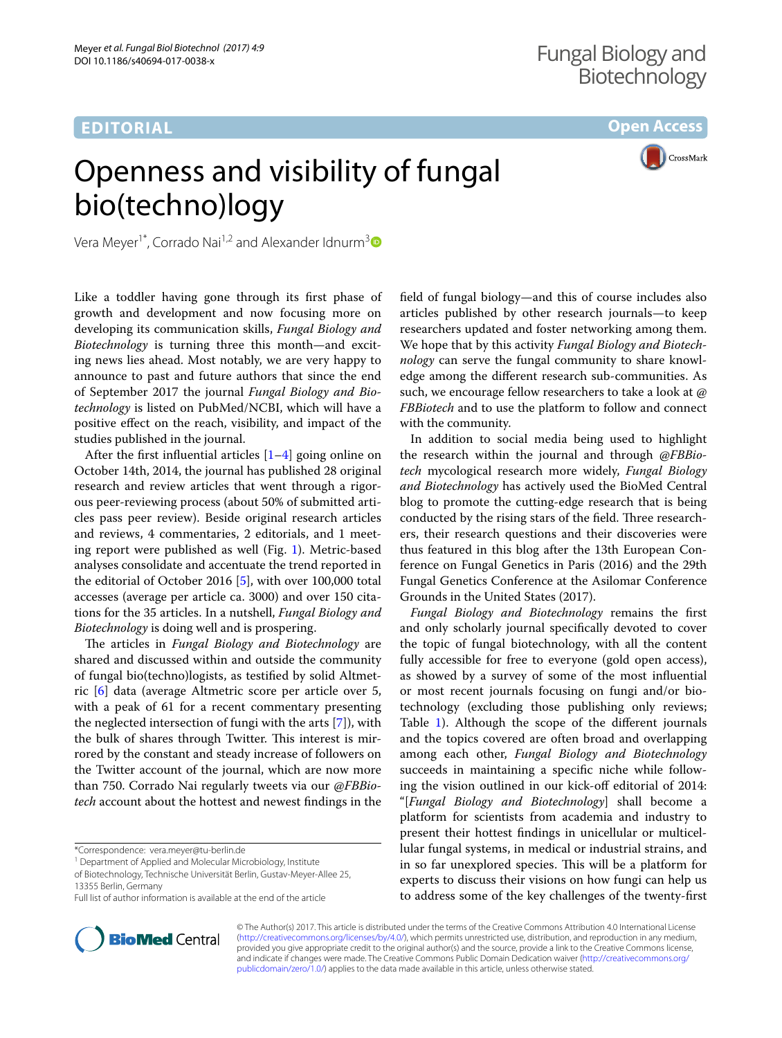EDITORIAL

Open Access

# Openness and visibility of fungal bio(techno)logy

Vera Meyer[1*], Corrado Nai[1,2] and Alexander Idnurm[3]

Like a toddler having gone through its first phase of growth and development and now focusing more on developing its communication skills, *Fungal Biology and Biotechnology* is turning three this month—and exciting news lies ahead. Most notably, we are very happy to announce to past and future authors that since the end of September 2017 the journal *Fungal Biology and Biotechnology* is listed on PubMed/NCBI, which will have a positive effect on the reach, visibility, and impact of the studies published in the journal.

After the first influential articles [1–4] going online on October 14th, 2014, the journal has published 28 original research and review articles that went through a rigorous peer-reviewing process (about 50% of submitted articles pass peer review). Beside original research articles and reviews, 4 commentaries, 2 editorials, and 1 meeting report were published as well (Fig. 1). Metric-based analyses consolidate and accentuate the trend reported in the editorial of October 2016 [5], with over 100,000 total accesses (average per article ca. 3000) and over 150 citations for the 35 articles. In a nutshell, *Fungal Biology and Biotechnology* is doing well and is prospering.

The articles in *Fungal Biology and Biotechnology* are shared and discussed within and outside the community of fungal bio(techno)logists, as testified by solid Altmetric [6] data (average Altmetric score per article over 5, with a peak of 61 for a recent commentary presenting the neglected intersection of fungi with the arts [7]), with the bulk of shares through Twitter. This interest is mirrored by the constant and steady increase of followers on the Twitter account of the journal, which are now more than 750. Corrado Nai regularly tweets via our *@FBBiotech* account about the hottest and newest findings in the field of fungal biology—and this of course includes also articles published by other research journals—to keep researchers updated and foster networking among them. We hope that by this activity *Fungal Biology and Biotechnology* can serve the fungal community to share knowledge among the different research sub-communities. As such, we encourage fellow researchers to take a look at *@FBBiotech* and to use the platform to follow and connect with the community.

In addition to social media being used to highlight the research within the journal and through *@FBBiotech* mycological research more widely, *Fungal Biology and Biotechnology* has actively used the BioMed Central blog to promote the cutting-edge research that is being conducted by the rising stars of the field. Three researchers, their research questions and their discoveries were thus featured in this blog after the 13th European Conference on Fungal Genetics in Paris (2016) and the 29th Fungal Genetics Conference at the Asilomar Conference Grounds in the United States (2017).

*Fungal Biology and Biotechnology* remains the first and only scholarly journal specifically devoted to cover the topic of fungal biotechnology, with all the content fully accessible for free to everyone (gold open access), as showed by a survey of some of the most influential or most recent journals focusing on fungi and/or biotechnology (excluding those publishing only reviews; Table 1). Although the scope of the different journals and the topics covered are often broad and overlapping among each other, *Fungal Biology and Biotechnology* succeeds in maintaining a specific niche while following the vision outlined in our kick-off editorial of 2014: "[*Fungal Biology and Biotechnology*] shall become a platform for scientists from academia and industry to present their hottest findings in unicellular or multicellular fungal systems, in medical or industrial strains, and in so far unexplored species. This will be a platform for experts to discuss their visions on how fungi can help us to address some of the key challenges of the twenty-first

*Correspondence: vera.meyer@tu-berlin.de
[1] Department of Applied and Molecular Microbiology, Institute of Biotechnology, Technische Universität Berlin, Gustav-Meyer-Allee 25, 13355 Berlin, Germany
Full list of author information is available at the end of the article

© The Author(s) 2017. This article is distributed under the terms of the Creative Commons Attribution 4.0 International License (http://creativecommons.org/licenses/by/4.0/), which permits unrestricted use, distribution, and reproduction in any medium, provided you give appropriate credit to the original author(s) and the source, provide a link to the Creative Commons license, and indicate if changes were made. The Creative Commons Public Domain Dedication waiver (http://creativecommons.org/publicdomain/zero/1.0/) applies to the data made available in this article, unless otherwise stated.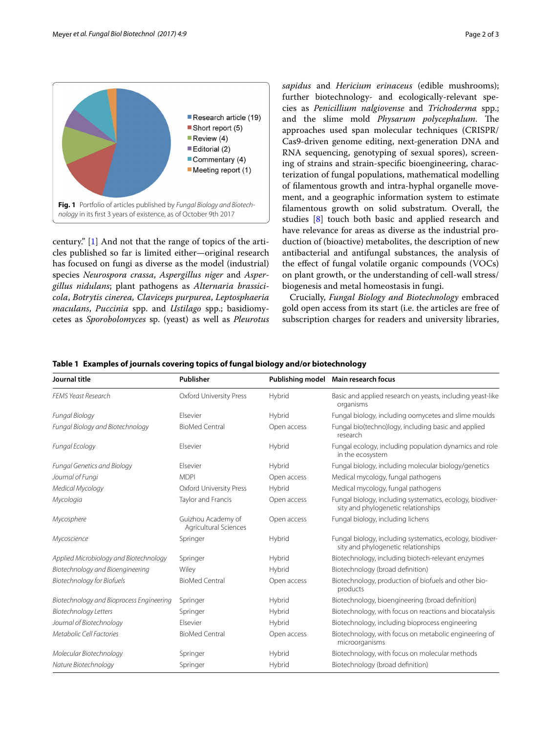Fig. 1 Portfolio of articles published by *Fungal Biology and Biotechnology* in its first 3 years of existence, as of October 9th 2017

century." [1] And not that the range of topics of the articles published so far is limited either—original research has focused on fungi as diverse as the model (industrial) species *Neurospora crassa*, *Aspergillus niger* and *Aspergillus nidulans*; plant pathogens as *Alternaria brassicicola*, *Botrytis cinerea*, *Claviceps purpurea*, *Leptosphaeria maculans*, *Puccinia* spp. and *Ustilago* spp.; basidiomycetes as *Sporobolomyces* sp. (yeast) as well as *Pleurotus sapidus* and *Hericium erinaceus* (edible mushrooms); further biotechnology- and ecologically-relevant species as *Penicillium nalgiovense* and *Trichoderma* spp.; and the slime mold *Physarum polycephalum*. The approaches used span molecular techniques (CRISPR/Cas9-driven genome editing, next-generation DNA and RNA sequencing, genotyping of sexual spores), screening of strains and strain-specific bioengineering, characterization of fungal populations, mathematical modelling of filamentous growth and intra-hyphal organelle movement, and a geographic information system to estimate filamentous growth on solid substratum. Overall, the studies [8] touch both basic and applied research and have relevance for areas as diverse as the industrial production of (bioactive) metabolites, the description of new antibacterial and antifungal substances, the analysis of the effect of fungal volatile organic compounds (VOCs) on plant growth, or the understanding of cell-wall stress/biogenesis and metal homeostasis in fungi.

Crucially, *Fungal Biology and Biotechnology* embraced gold open access from its start (i.e. the articles are free of subscription charges for readers and university libraries,

**Table 1 Examples of journals covering topics of fungal biology and/or biotechnology**

| Journal title | Publisher | Publishing model | Main research focus |
|---|---|---|---|
| *FEMS Yeast Research* | Oxford University Press | Hybrid | Basic and applied research on yeasts, including yeast-like organisms |
| *Fungal Biology* | Elsevier | Hybrid | Fungal biology, including oomycetes and slime moulds |
| *Fungal Biology and Biotechnology* | BioMed Central | Open access | Fungal bio(techno)logy, including basic and applied research |
| *Fungal Ecology* | Elsevier | Hybrid | Fungal ecology, including population dynamics and role in the ecosystem |
| *Fungal Genetics and Biology* | Elsevier | Hybrid | Fungal biology, including molecular biology/genetics |
| *Journal of Fungi* | MDPI | Open access | Medical mycology, fungal pathogens |
| *Medical Mycology* | Oxford University Press | Hybrid | Medical mycology, fungal pathogens |
| *Mycologia* | Taylor and Francis | Open access | Fungal biology, including systematics, ecology, biodiversity and phylogenetic relationships |
| *Mycosphere* | Guizhou Academy of Agricultural Sciences | Open access | Fungal biology, including lichens |
| *Mycoscience* | Springer | Hybrid | Fungal biology, including systematics, ecology, biodiversity and phylogenetic relationships |
| *Applied Microbiology and Biotechnology* | Springer | Hybrid | Biotechnology, including biotech-relevant enzymes |
| *Biotechnology and Bioengineering* | Wiley | Hybrid | Biotechnology (broad definition) |
| *Biotechnology for Biofuels* | BioMed Central | Open access | Biotechnology, production of biofuels and other bioproducts |
| *Biotechnology and Bioprocess Engineering* | Springer | Hybrid | Biotechnology, bioengineering (broad definition) |
| *Biotechnology Letters* | Springer | Hybrid | Biotechnology, with focus on reactions and biocatalysis |
| *Journal of Biotechnology* | Elsevier | Hybrid | Biotechnology, including bioprocess engineering |
| *Metabolic Cell Factories* | BioMed Central | Open access | Biotechnology, with focus on metabolic engineering of microorganisms |
| *Molecular Biotechnology* | Springer | Hybrid | Biotechnology, with focus on molecular methods |
| *Nature Biotechnology* | Springer | Hybrid | Biotechnology (broad definition) |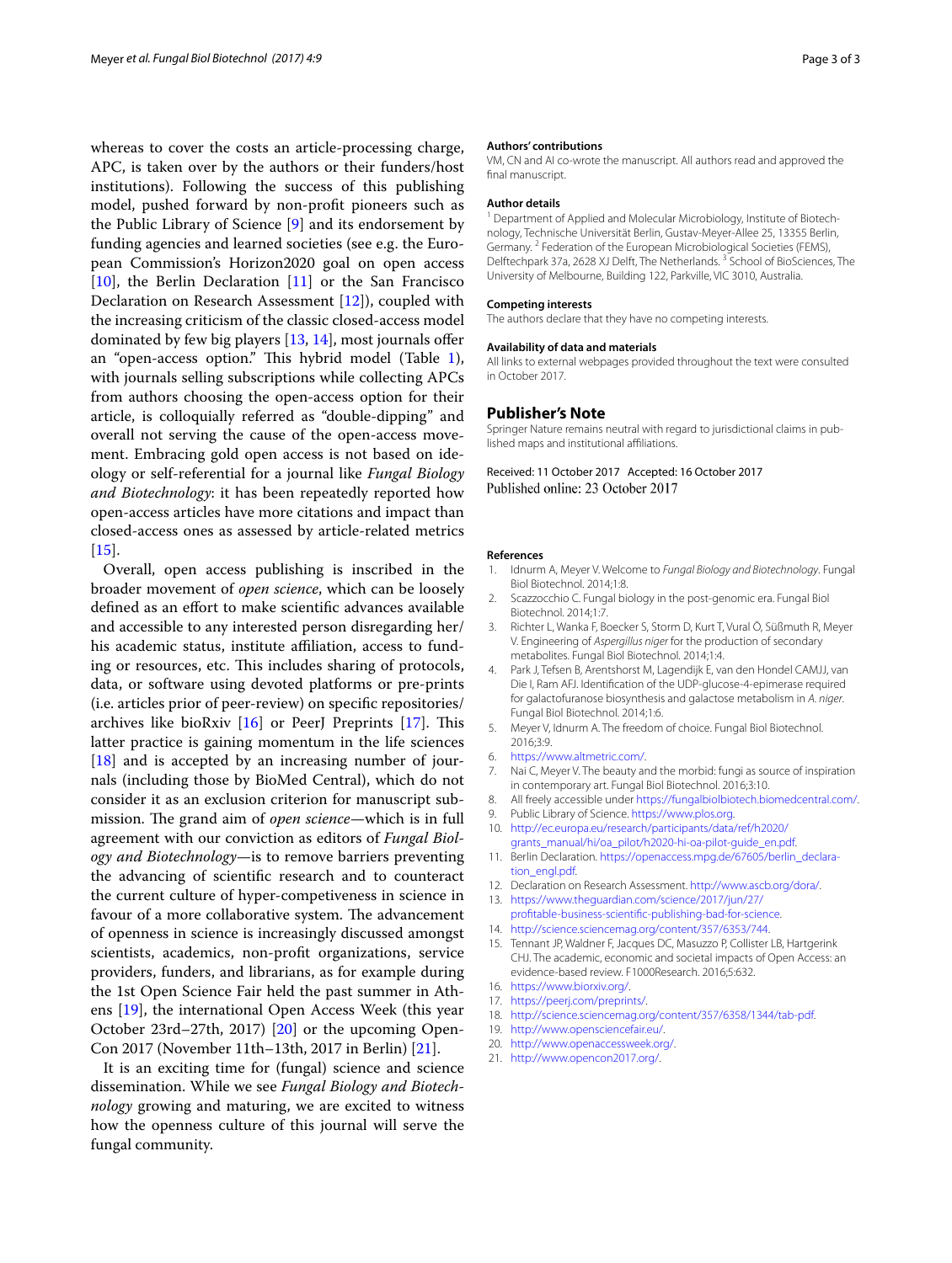whereas to cover the costs an article-processing charge, APC, is taken over by the authors or their funders/host institutions). Following the success of this publishing model, pushed forward by non-profit pioneers such as the Public Library of Science [9] and its endorsement by funding agencies and learned societies (see e.g. the European Commission's Horizon2020 goal on open access [10], the Berlin Declaration [11] or the San Francisco Declaration on Research Assessment [12]), coupled with the increasing criticism of the classic closed-access model dominated by few big players [13, 14], most journals offer an "open-access option." This hybrid model (Table 1), with journals selling subscriptions while collecting APCs from authors choosing the open-access option for their article, is colloquially referred as "double-dipping" and overall not serving the cause of the open-access movement. Embracing gold open access is not based on ideology or self-referential for a journal like *Fungal Biology and Biotechnology*: it has been repeatedly reported how open-access articles have more citations and impact than closed-access ones as assessed by article-related metrics [15].

Overall, open access publishing is inscribed in the broader movement of *open science*, which can be loosely defined as an effort to make scientific advances available and accessible to any interested person disregarding her/his academic status, institute affiliation, access to funding or resources, etc. This includes sharing of protocols, data, or software using devoted platforms or pre-prints (i.e. articles prior of peer-review) on specific repositories/archives like bioRxiv [16] or PeerJ Preprints [17]. This latter practice is gaining momentum in the life sciences [18] and is accepted by an increasing number of journals (including those by BioMed Central), which do not consider it as an exclusion criterion for manuscript submission. The grand aim of *open science*—which is in full agreement with our conviction as editors of *Fungal Biology and Biotechnology*—is to remove barriers preventing the advancing of scientific research and to counteract the current culture of hyper-competiveness in science in favour of a more collaborative system. The advancement of openness in science is increasingly discussed amongst scientists, academics, non-profit organizations, service providers, funders, and librarians, as for example during the 1st Open Science Fair held the past summer in Athens [19], the international Open Access Week (this year October 23rd–27th, 2017) [20] or the upcoming OpenCon 2017 (November 11th–13th, 2017 in Berlin) [21].

It is an exciting time for (fungal) science and science dissemination. While we see *Fungal Biology and Biotechnology* growing and maturing, we are excited to witness how the openness culture of this journal will serve the fungal community.

#### Authors' contributions

VM, CN and AI co-wrote the manuscript. All authors read and approved the final manuscript.

#### Author details

[1] Department of Applied and Molecular Microbiology, Institute of Biotechnology, Technische Universität Berlin, Gustav-Meyer-Allee 25, 13355 Berlin, Germany. [2] Federation of the European Microbiological Societies (FEMS), Delftechpark 37a, 2628 XJ Delft, The Netherlands. [3] School of BioSciences, The University of Melbourne, Building 122, Parkville, VIC 3010, Australia.

#### Competing interests

The authors declare that they have no competing interests.

#### Availability of data and materials

All links to external webpages provided throughout the text were consulted in October 2017.

### Publisher's Note

Springer Nature remains neutral with regard to jurisdictional claims in published maps and institutional affiliations.

Received: 11 October 2017 Accepted: 16 October 2017
Published online: 23 October 2017

#### References

1. Idnurm A, Meyer V. Welcome to *Fungal Biology and Biotechnology*. Fungal Biol Biotechnol. 2014;1:8.
2. Scazzocchio C. Fungal biology in the post-genomic era. Fungal Biol Biotechnol. 2014;1:7.
3. Richter L, Wanka F, Boecker S, Storm D, Kurt T, Vural Ö, Süßmuth R, Meyer V. Engineering of *Aspergillus niger* for the production of secondary metabolites. Fungal Biol Biotechnol. 2014;1:4.
4. Park J, Tefsen B, Arentshorst M, Lagendijk E, van den Hondel CAMJJ, van Die I, Ram AFJ. Identification of the UDP-glucose-4-epimerase required for galactofuranose biosynthesis and galactose metabolism in *A. niger*. Fungal Biol Biotechnol. 2014;1:6.
5. Meyer V, Idnurm A. The freedom of choice. Fungal Biol Biotechnol. 2016;3:9.
6. https://www.altmetric.com/.
7. Nai C, Meyer V. The beauty and the morbid: fungi as source of inspiration in contemporary art. Fungal Biol Biotechnol. 2016;3:10.
8. All freely accessible under https://fungalbiolbiotech.biomedcentral.com/.
9. Public Library of Science. https://www.plos.org.
10. http://ec.europa.eu/research/participants/data/ref/h2020/grants_manual/hi/oa_pilot/h2020-hi-oa-pilot-guide_en.pdf.
11. Berlin Declaration. https://openaccess.mpg.de/67605/berlin_declaration_engl.pdf.
12. Declaration on Research Assessment. http://www.ascb.org/dora/.
13. https://www.theguardian.com/science/2017/jun/27/profitable-business-scientific-publishing-bad-for-science.
14. http://science.sciencemag.org/content/357/6353/744.
15. Tennant JP, Waldner F, Jacques DC, Masuzzo P, Collister LB, Hartgerink CHJ. The academic, economic and societal impacts of Open Access: an evidence-based review. F1000Research. 2016;5:632.
16. https://www.biorxiv.org/.
17. https://peerj.com/preprints/.
18. http://science.sciencemag.org/content/357/6358/1344/tab-pdf.
19. http://www.opensciencefair.eu/.
20. http://www.openaccessweek.org/.
21. http://www.opencon2017.org/.